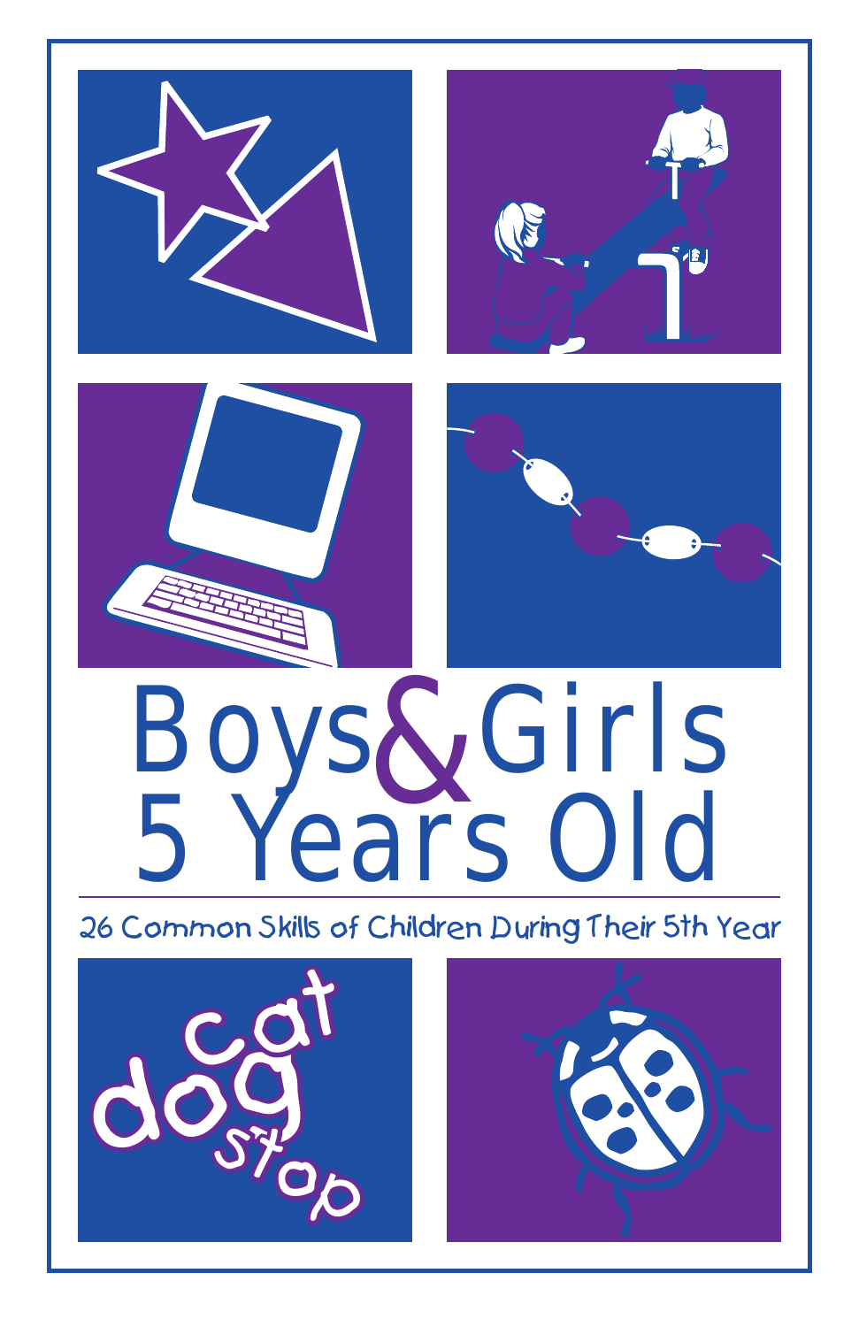# Boys & Girls 5 Years Old

26 Common Skills of Children During Their 5th Year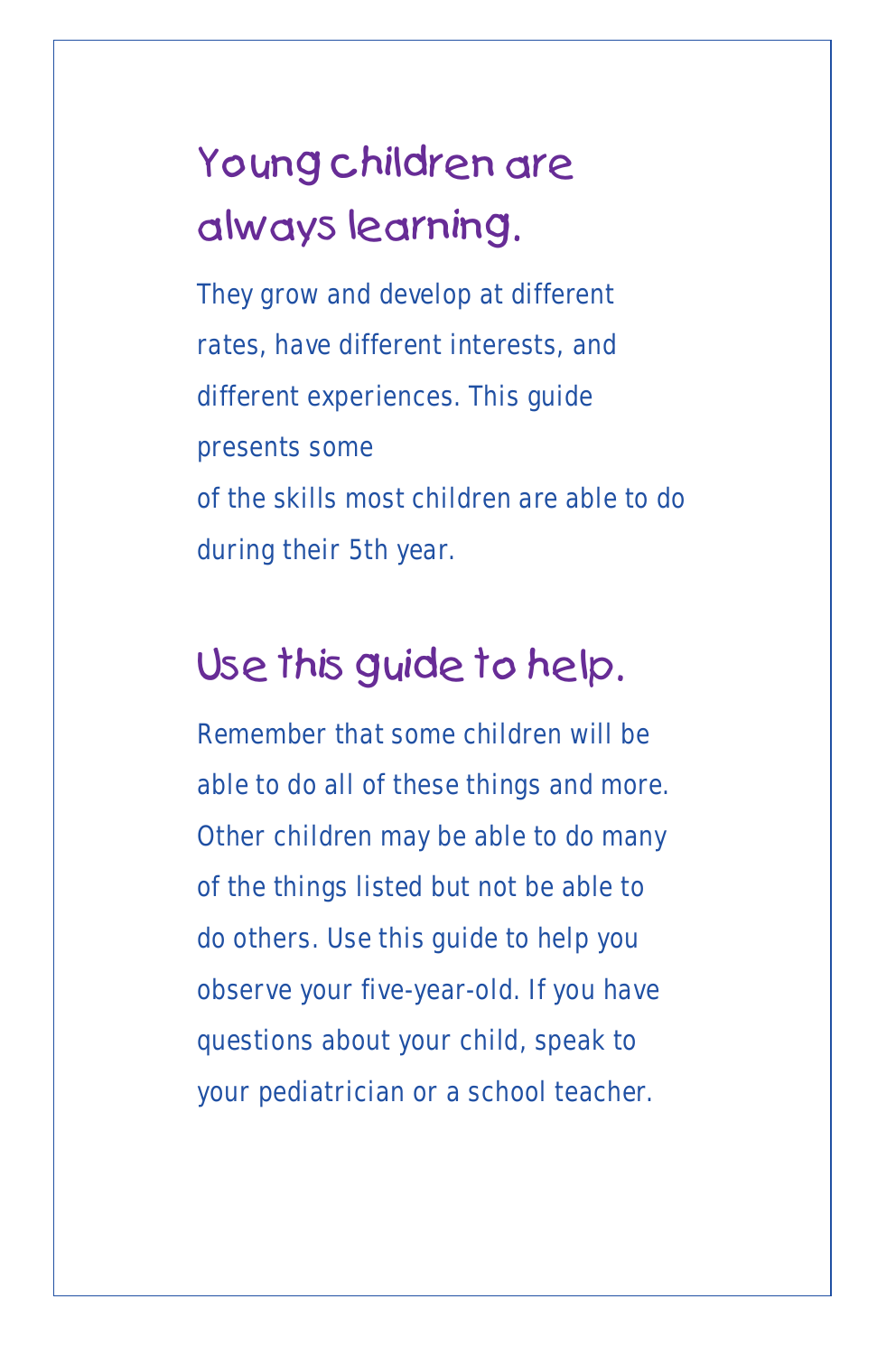## Young children are always learning.

They grow and develop at different rates, have different interests, and different experiences. This guide presents some of the skills most children are able to do during their 5th year.

## Use this guide to help.

Remember that some children will be able to do all of these things and more. Other children may be able to do many of the things listed but not be able to do others. Use this guide to help you observe your five-year-old. If you have questions about your child, speak to your pediatrician or a school teacher.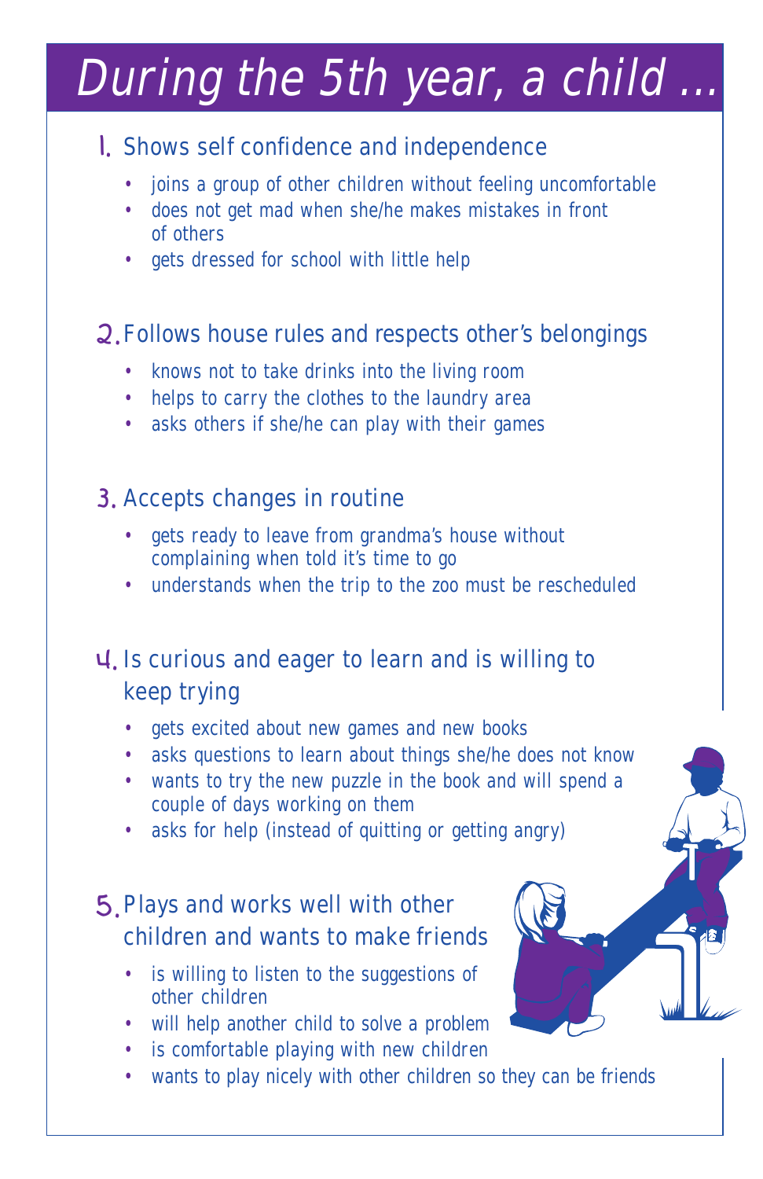# During the 5th year, a child ...

## 1. Shows self confidence and independence

- joins a group of other children without feeling uncomfortable
- does not get mad when she/he makes mistakes in front of others
- gets dressed for school with little help

## 2. Follows house rules and respects other's belongings

- knows not to take drinks into the living room
- helps to carry the clothes to the laundry area
- asks others if she/he can play with their games

## 3. Accepts changes in routine

- gets ready to leave from grandma's house without complaining when told it's time to go
- understands when the trip to the zoo must be rescheduled

## 4. Is curious and eager to learn and is willing to keep trying

- gets excited about new games and new books
- asks questions to learn about things she/he does not know
- wants to try the new puzzle in the book and will spend a couple of days working on them
- asks for help (instead of quitting or getting angry)

## 5. Plays and works well with other children and wants to make friends

- is willing to listen to the suggestions of other children
- will help another child to solve a problem
- is comfortable playing with new children
- wants to play nicely with other children so they can be friends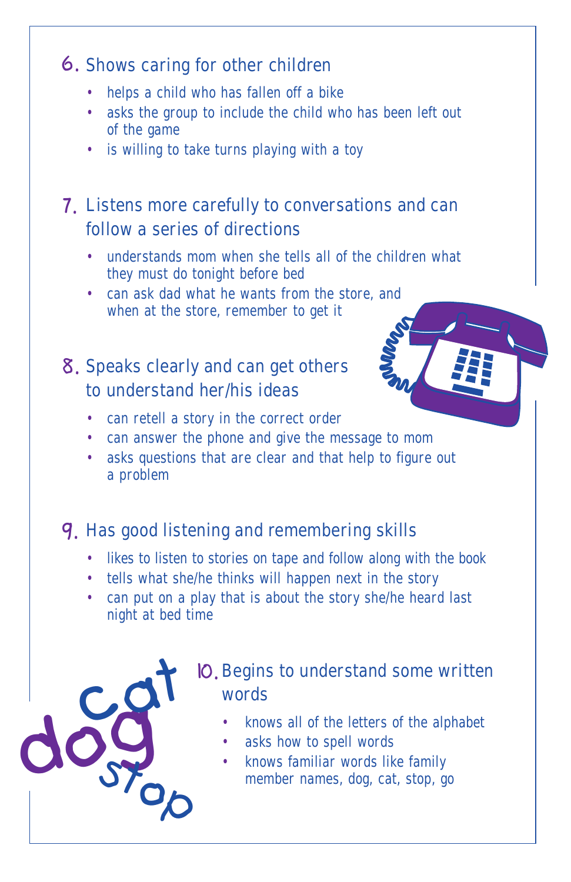6. Shows caring for other children

- helps a child who has fallen off a bike
- asks the group to include the child who has been left out of the game
- is willing to take turns playing with a toy

7. Listens more carefully to conversations and can follow a series of directions

- understands mom when she tells all of the children what they must do tonight before bed
- can ask dad what he wants from the store, and when at the store, remember to get it

8. Speaks clearly and can get others to understand her/his ideas

- can retell a story in the correct order
- can answer the phone and give the message to mom
- asks questions that are clear and that help to figure out a problem

9. Has good listening and remembering skills

- likes to listen to stories on tape and follow along with the book
- tells what she/he thinks will happen next in the story
- can put on a play that is about the story she/he heard last night at bed time

10. Begins to understand some written words

- knows all of the letters of the alphabet
- asks how to spell words
- knows familiar words like family member names, dog, cat, stop, go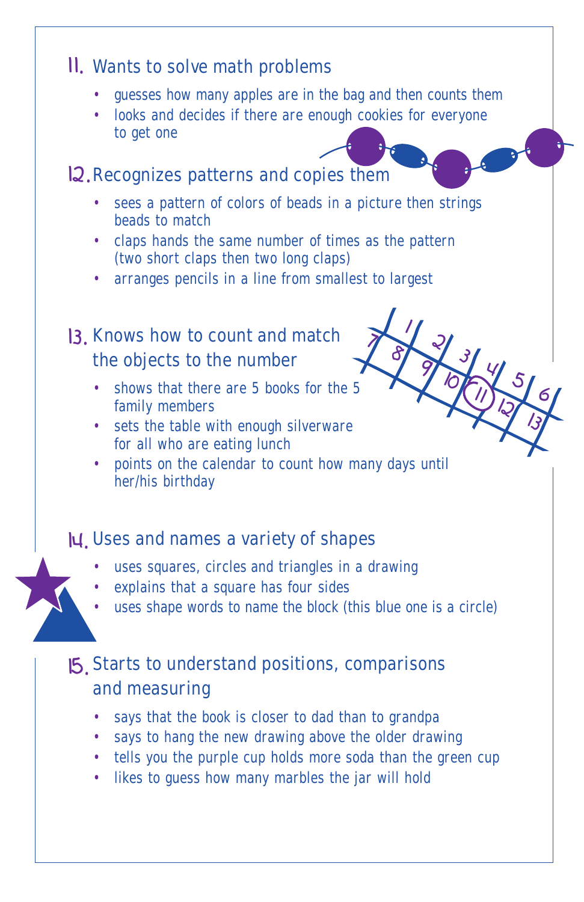## 11. Wants to solve math problems

- guesses how many apples are in the bag and then counts them
- looks and decides if there are enough cookies for everyone to get one

## 12. Recognizes patterns and copies them

- sees a pattern of colors of beads in a picture then strings beads to match
- claps hands the same number of times as the pattern (two short claps then two long claps)
- arranges pencils in a line from smallest to largest

## 13. Knows how to count and match the objects to the number

- shows that there are 5 books for the 5 family members
- sets the table with enough silverware for all who are eating lunch
- points on the calendar to count how many days until her/his birthday

## 14. Uses and names a variety of shapes

- uses squares, circles and triangles in a drawing
- explains that a square has four sides
- uses shape words to name the block (this blue one is a circle)

## 15. Starts to understand positions, comparisons and measuring

- says that the book is closer to dad than to grandpa
- says to hang the new drawing above the older drawing
- tells you the purple cup holds more soda than the green cup
- likes to guess how many marbles the jar will hold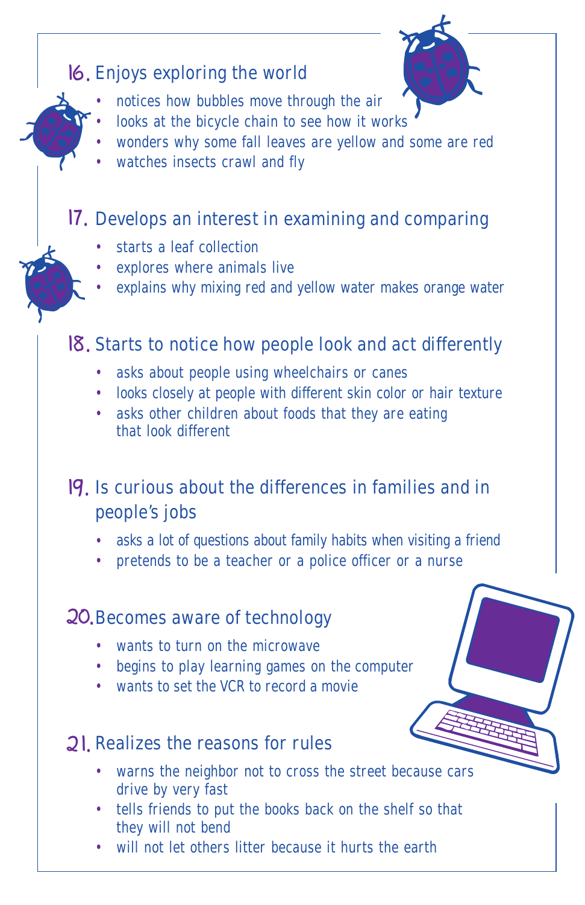## 16. Enjoys exploring the world

- notices how bubbles move through the air
- looks at the bicycle chain to see how it works
- wonders why some fall leaves are yellow and some are red
- watches insects crawl and fly

## 17. Develops an interest in examining and comparing

- starts a leaf collection
- explores where animals live
- explains why mixing red and yellow water makes orange water

## 18. Starts to notice how people look and act differently

- asks about people using wheelchairs or canes
- looks closely at people with different skin color or hair texture
- asks other children about foods that they are eating that look different

## 19. Is curious about the differences in families and in people's jobs

- asks a lot of questions about family habits when visiting a friend
- pretends to be a teacher or a police officer or a nurse

## 20. Becomes aware of technology

- wants to turn on the microwave
- begins to play learning games on the computer
- wants to set the VCR to record a movie

## 21. Realizes the reasons for rules

- warns the neighbor not to cross the street because cars drive by very fast
- tells friends to put the books back on the shelf so that they will not bend
- will not let others litter because it hurts the earth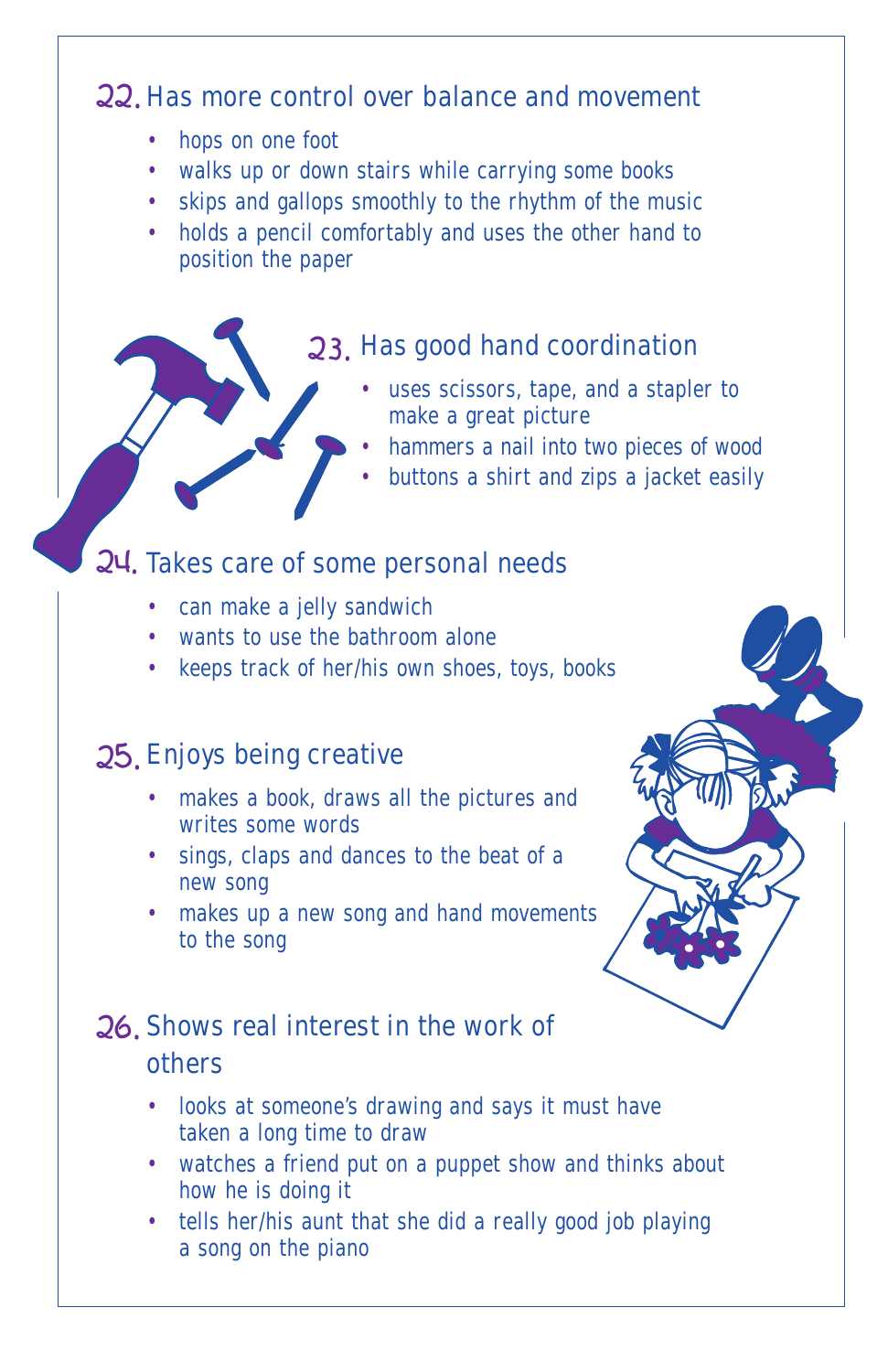## 22. Has more control over balance and movement

- hops on one foot
- walks up or down stairs while carrying some books
- skips and gallops smoothly to the rhythm of the music
- holds a pencil comfortably and uses the other hand to position the paper

## 23. Has good hand coordination

- uses scissors, tape, and a stapler to make a great picture
- hammers a nail into two pieces of wood
- buttons a shirt and zips a jacket easily

## 24. Takes care of some personal needs

- can make a jelly sandwich
- wants to use the bathroom alone
- keeps track of her/his own shoes, toys, books

## 25. Enjoys being creative

- makes a book, draws all the pictures and writes some words
- sings, claps and dances to the beat of a new song
- makes up a new song and hand movements to the song

## 26. Shows real interest in the work of others

- looks at someone's drawing and says it must have taken a long time to draw
- watches a friend put on a puppet show and thinks about how he is doing it
- tells her/his aunt that she did a really good job playing a song on the piano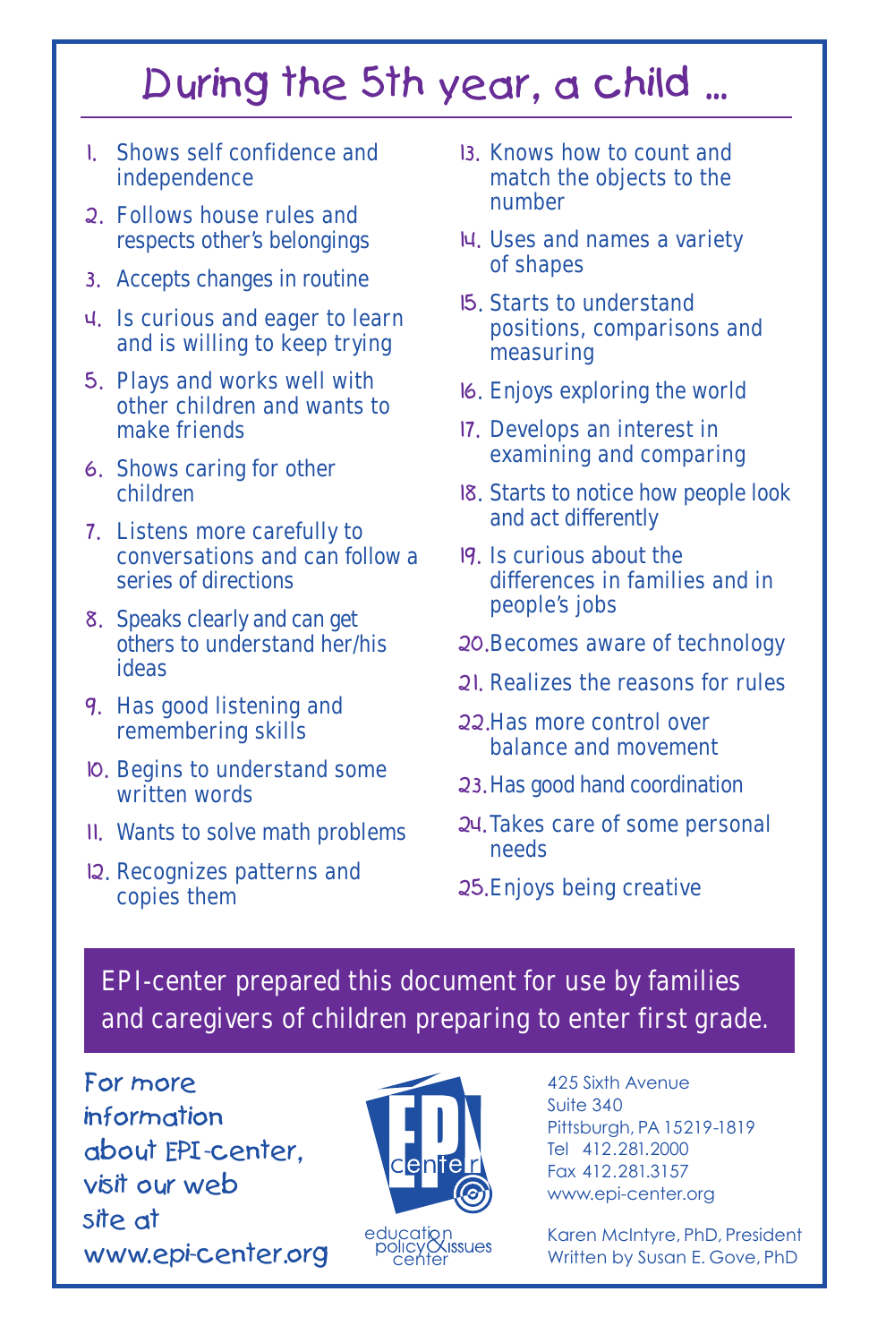# During the 5th year, a child ...

1. Shows self confidence and independence
2. Follows house rules and respects other's belongings
3. Accepts changes in routine
4. Is curious and eager to learn and is willing to keep trying
5. Plays and works well with other children and wants to make friends
6. Shows caring for other children
7. Listens more carefully to conversations and can follow a series of directions
8. Speaks clearly and can get others to understand her/his ideas
9. Has good listening and remembering skills
10. Begins to understand some written words
11. Wants to solve math problems
12. Recognizes patterns and copies them
13. Knows how to count and match the objects to the number
14. Uses and names a variety of shapes
15. Starts to understand positions, comparisons and measuring
16. Enjoys exploring the world
17. Develops an interest in examining and comparing
18. Starts to notice how people look and act differently
19. Is curious about the differences in families and in people's jobs
20. Becomes aware of technology
21. Realizes the reasons for rules
22. Has more control over balance and movement
23. Has good hand coordination
24. Takes care of some personal needs
25. Enjoys being creative

EPI-center prepared this document for use by families and caregivers of children preparing to enter first grade.

For more information about EPI-center, visit our web site at www.epi-center.org

EPI center
education policy & issues center

425 Sixth Avenue
Suite 340
Pittsburgh, PA 15219-1819
Tel 412.281.2000
Fax 412.281.3157
www.epi-center.org

Karen McIntyre, PhD, President
Written by Susan E. Gove, PhD